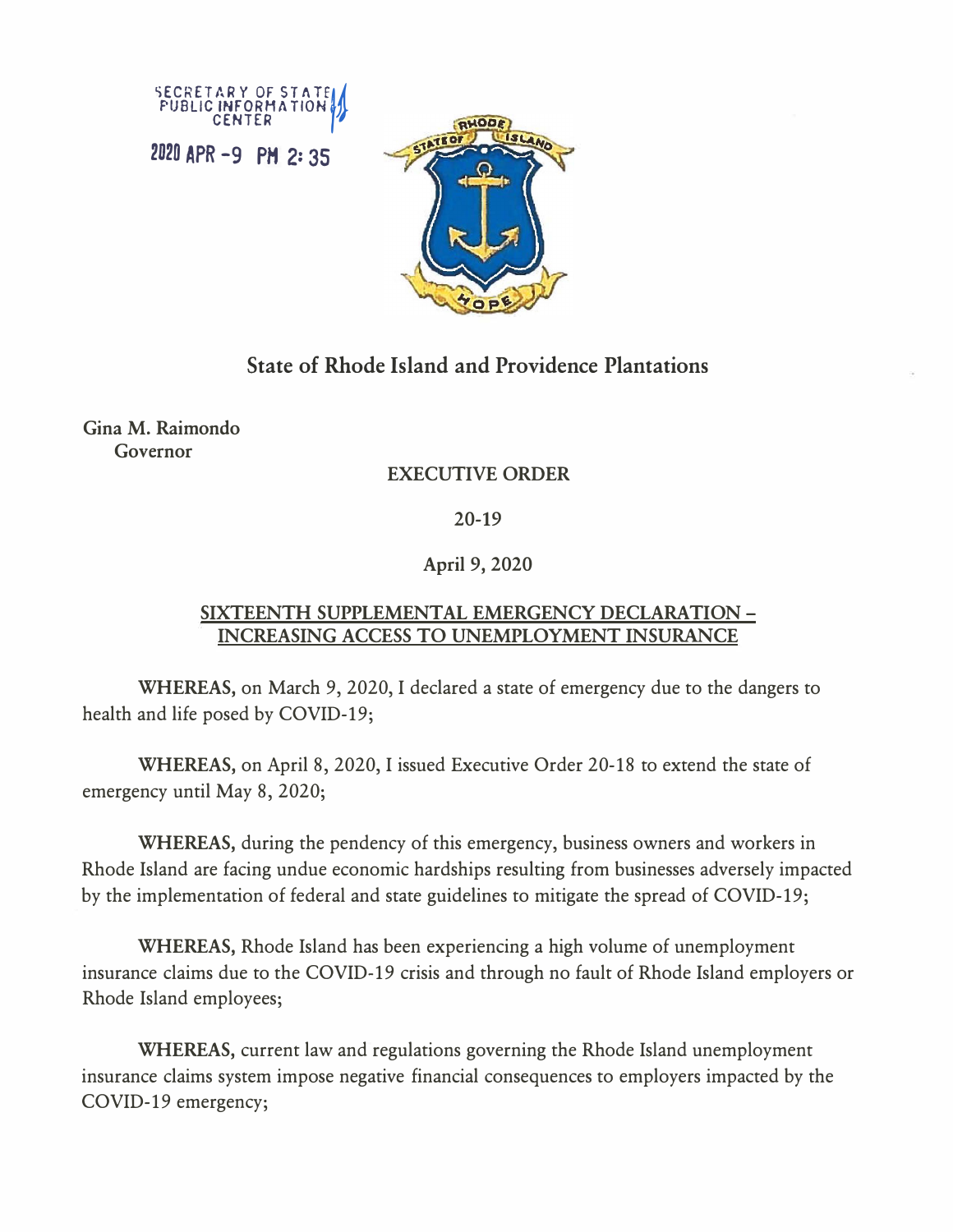SECRETARY OF STATE
PUBLIC INFORMATION
CENTER

2020 APR -9 PM 2:35

## State of Rhode Island and Providence Plantations

**Gina M. Raimondo**
**Governor**

**EXECUTIVE ORDER**

**20-19**

**April 9, 2020**

**SIXTEENTH SUPPLEMENTAL EMERGENCY DECLARATION – INCREASING ACCESS TO UNEMPLOYMENT INSURANCE**

**WHEREAS,** on March 9, 2020, I declared a state of emergency due to the dangers to health and life posed by COVID-19;

**WHEREAS,** on April 8, 2020, I issued Executive Order 20-18 to extend the state of emergency until May 8, 2020;

**WHEREAS,** during the pendency of this emergency, business owners and workers in Rhode Island are facing undue economic hardships resulting from businesses adversely impacted by the implementation of federal and state guidelines to mitigate the spread of COVID-19;

**WHEREAS,** Rhode Island has been experiencing a high volume of unemployment insurance claims due to the COVID-19 crisis and through no fault of Rhode Island employers or Rhode Island employees;

**WHEREAS,** current law and regulations governing the Rhode Island unemployment insurance claims system impose negative financial consequences to employers impacted by the COVID-19 emergency;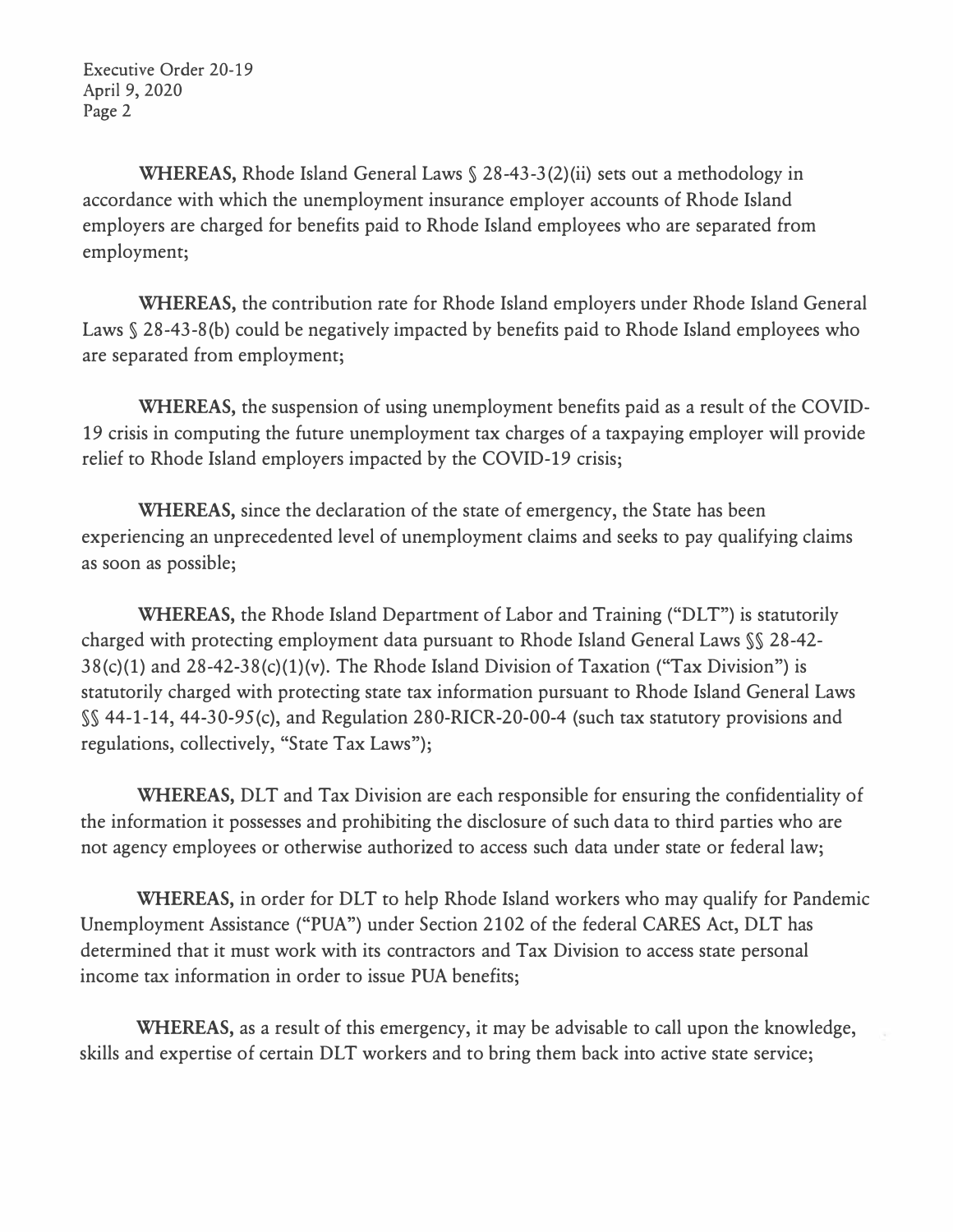**WHEREAS,** Rhode Island General Laws § 28-43-3(2)(ii) sets out a methodology in accordance with which the unemployment insurance employer accounts of Rhode Island employers are charged for benefits paid to Rhode Island employees who are separated from employment;

**WHEREAS,** the contribution rate for Rhode Island employers under Rhode Island General Laws § 28-43-8(b) could be negatively impacted by benefits paid to Rhode Island employees who are separated from employment;

**WHEREAS,** the suspension of using unemployment benefits paid as a result of the COVID-19 crisis in computing the future unemployment tax charges of a taxpaying employer will provide relief to Rhode Island employers impacted by the COVID-19 crisis;

**WHEREAS,** since the declaration of the state of emergency, the State has been experiencing an unprecedented level of unemployment claims and seeks to pay qualifying claims as soon as possible;

**WHEREAS,** the Rhode Island Department of Labor and Training ("DLT") is statutorily charged with protecting employment data pursuant to Rhode Island General Laws §§ 28-42-38(c)(1) and 28-42-38(c)(1)(v). The Rhode Island Division of Taxation ("Tax Division") is statutorily charged with protecting state tax information pursuant to Rhode Island General Laws §§ 44-1-14, 44-30-95(c), and Regulation 280-RICR-20-00-4 (such tax statutory provisions and regulations, collectively, "State Tax Laws");

**WHEREAS,** DLT and Tax Division are each responsible for ensuring the confidentiality of the information it possesses and prohibiting the disclosure of such data to third parties who are not agency employees or otherwise authorized to access such data under state or federal law;

**WHEREAS,** in order for DLT to help Rhode Island workers who may qualify for Pandemic Unemployment Assistance ("PUA") under Section 2102 of the federal CARES Act, DLT has determined that it must work with its contractors and Tax Division to access state personal income tax information in order to issue PUA benefits;

**WHEREAS,** as a result of this emergency, it may be advisable to call upon the knowledge, skills and expertise of certain DLT workers and to bring them back into active state service;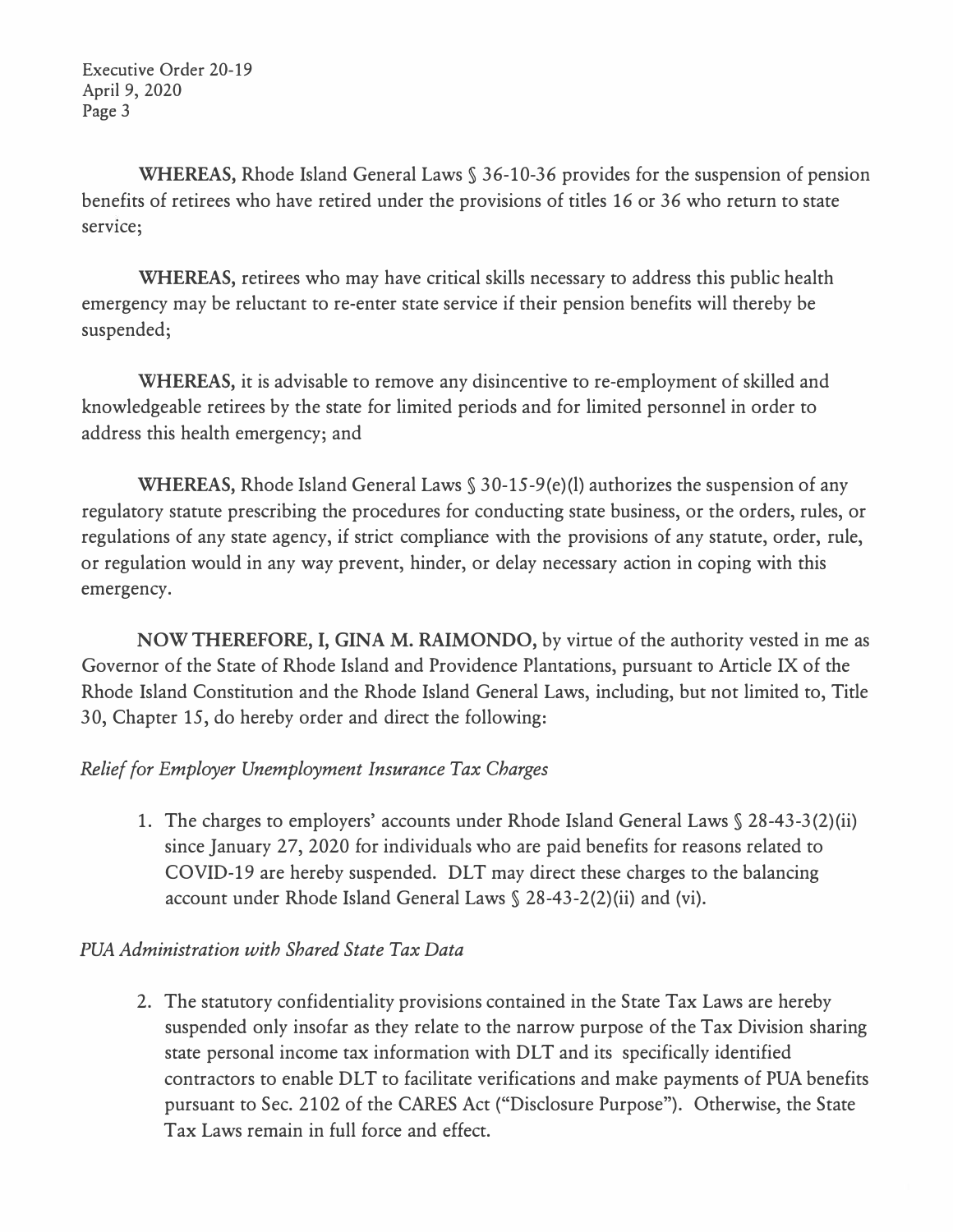**WHEREAS,** Rhode Island General Laws § 36-10-36 provides for the suspension of pension benefits of retirees who have retired under the provisions of titles 16 or 36 who return to state service;

**WHEREAS,** retirees who may have critical skills necessary to address this public health emergency may be reluctant to re-enter state service if their pension benefits will thereby be suspended;

**WHEREAS,** it is advisable to remove any disincentive to re-employment of skilled and knowledgeable retirees by the state for limited periods and for limited personnel in order to address this health emergency; and

**WHEREAS,** Rhode Island General Laws § 30-15-9(e)(l) authorizes the suspension of any regulatory statute prescribing the procedures for conducting state business, or the orders, rules, or regulations of any state agency, if strict compliance with the provisions of any statute, order, rule, or regulation would in any way prevent, hinder, or delay necessary action in coping with this emergency.

**NOW THEREFORE, I, GINA M. RAIMONDO,** by virtue of the authority vested in me as Governor of the State of Rhode Island and Providence Plantations, pursuant to Article IX of the Rhode Island Constitution and the Rhode Island General Laws, including, but not limited to, Title 30, Chapter 15, do hereby order and direct the following:

*Relief for Employer Unemployment Insurance Tax Charges*

1. The charges to employers' accounts under Rhode Island General Laws § 28-43-3(2)(ii) since January 27, 2020 for individuals who are paid benefits for reasons related to COVID-19 are hereby suspended. DLT may direct these charges to the balancing account under Rhode Island General Laws § 28-43-2(2)(ii) and (vi).

*PUA Administration with Shared State Tax Data*

2. The statutory confidentiality provisions contained in the State Tax Laws are hereby suspended only insofar as they relate to the narrow purpose of the Tax Division sharing state personal income tax information with DLT and its specifically identified contractors to enable DLT to facilitate verifications and make payments of PUA benefits pursuant to Sec. 2102 of the CARES Act ("Disclosure Purpose"). Otherwise, the State Tax Laws remain in full force and effect.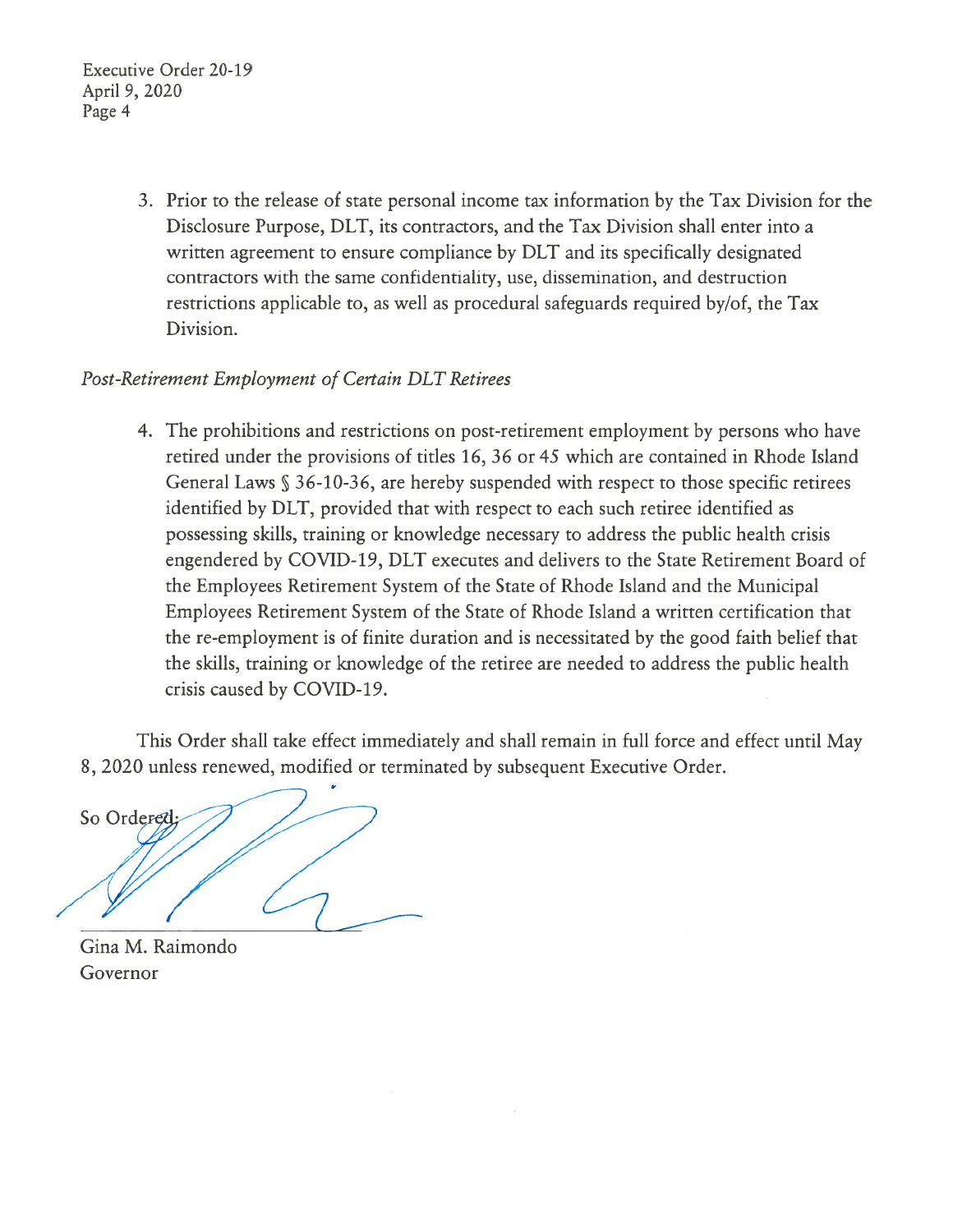3. Prior to the release of state personal income tax information by the Tax Division for the Disclosure Purpose, DLT, its contractors, and the Tax Division shall enter into a written agreement to ensure compliance by DLT and its specifically designated contractors with the same confidentiality, use, dissemination, and destruction restrictions applicable to, as well as procedural safeguards required by/of, the Tax Division.

*Post-Retirement Employment of Certain DLT Retirees*

4. The prohibitions and restrictions on post-retirement employment by persons who have retired under the provisions of titles 16, 36 or 45 which are contained in Rhode Island General Laws § 36-10-36, are hereby suspended with respect to those specific retirees identified by DLT, provided that with respect to each such retiree identified as possessing skills, training or knowledge necessary to address the public health crisis engendered by COVID-19, DLT executes and delivers to the State Retirement Board of the Employees Retirement System of the State of Rhode Island and the Municipal Employees Retirement System of the State of Rhode Island a written certification that the re-employment is of finite duration and is necessitated by the good faith belief that the skills, training or knowledge of the retiree are needed to address the public health crisis caused by COVID-19.

This Order shall take effect immediately and shall remain in full force and effect until May 8, 2020 unless renewed, modified or terminated by subsequent Executive Order.

So Ordered:

Gina M. Raimondo
Governor